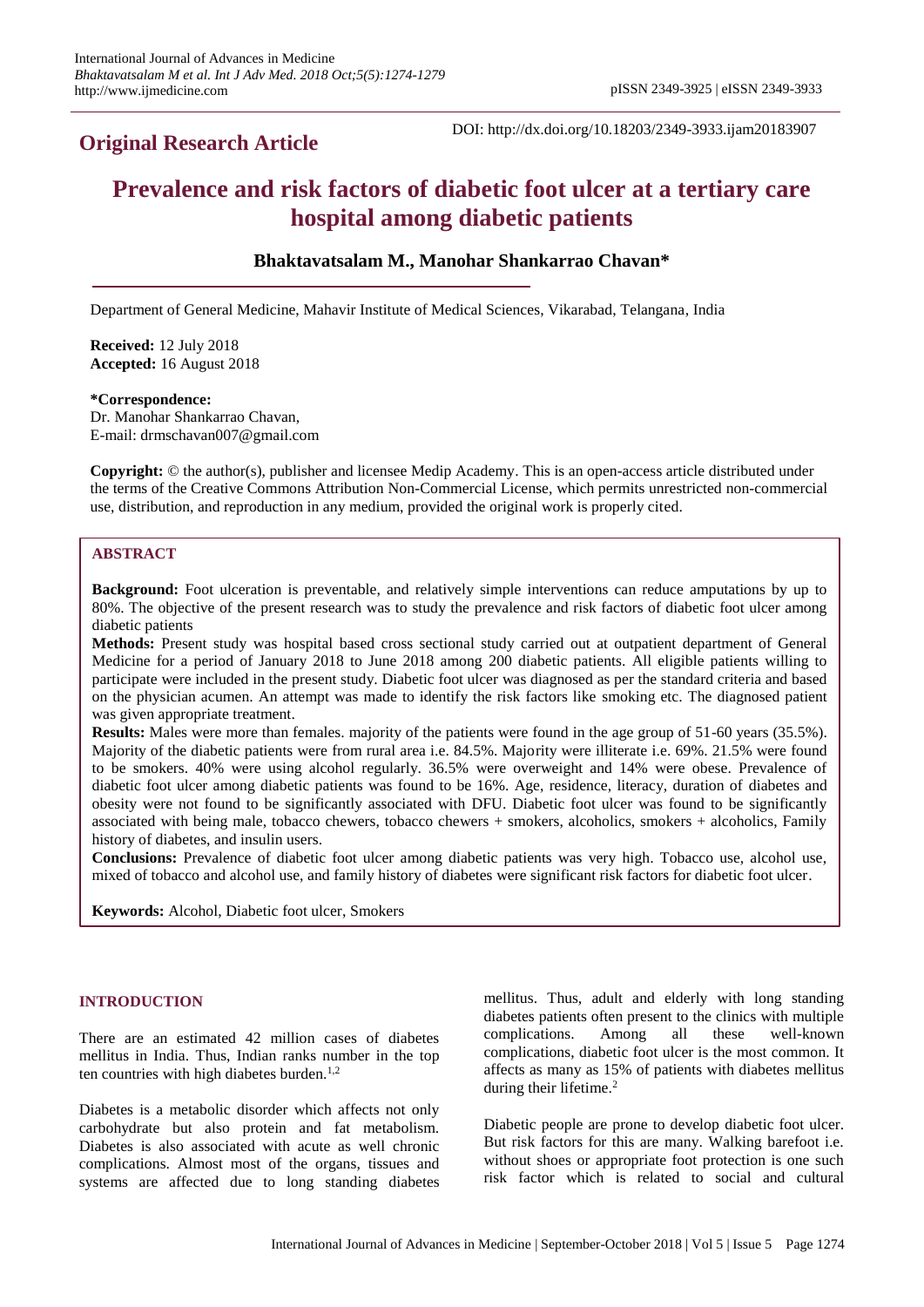## Original Research Article

DOI: http://dx.doi.org/10.18203/2349-3933.ijam20183907

# Prevalence and risk factors of diabetic foot ulcer at a tertiary care hospital among diabetic patients

**Bhaktavatsalam M., Manohar Shankarrao Chavan***

Department of General Medicine, Mahavir Institute of Medical Sciences, Vikarabad, Telangana, India

**Received:** 12 July 2018
**Accepted:** 16 August 2018

***Correspondence:**
Dr. Manohar Shankarrao Chavan,
E-mail: drmschavan007@gmail.com

**Copyright:** © the author(s), publisher and licensee Medip Academy. This is an open-access article distributed under the terms of the Creative Commons Attribution Non-Commercial License, which permits unrestricted non-commercial use, distribution, and reproduction in any medium, provided the original work is properly cited.

## ABSTRACT

**Background:** Foot ulceration is preventable, and relatively simple interventions can reduce amputations by up to 80%. The objective of the present research was to study the prevalence and risk factors of diabetic foot ulcer among diabetic patients

**Methods:** Present study was hospital based cross sectional study carried out at outpatient department of General Medicine for a period of January 2018 to June 2018 among 200 diabetic patients. All eligible patients willing to participate were included in the present study. Diabetic foot ulcer was diagnosed as per the standard criteria and based on the physician acumen. An attempt was made to identify the risk factors like smoking etc. The diagnosed patient was given appropriate treatment.

**Results:** Males were more than females. majority of the patients were found in the age group of 51-60 years (35.5%). Majority of the diabetic patients were from rural area i.e. 84.5%. Majority were illiterate i.e. 69%. 21.5% were found to be smokers. 40% were using alcohol regularly. 36.5% were overweight and 14% were obese. Prevalence of diabetic foot ulcer among diabetic patients was found to be 16%. Age, residence, literacy, duration of diabetes and obesity were not found to be significantly associated with DFU. Diabetic foot ulcer was found to be significantly associated with being male, tobacco chewers, tobacco chewers + smokers, alcoholics, smokers + alcoholics, Family history of diabetes, and insulin users.

**Conclusions:** Prevalence of diabetic foot ulcer among diabetic patients was very high. Tobacco use, alcohol use, mixed of tobacco and alcohol use, and family history of diabetes were significant risk factors for diabetic foot ulcer.

**Keywords:** Alcohol, Diabetic foot ulcer, Smokers

## INTRODUCTION

There are an estimated 42 million cases of diabetes mellitus in India. Thus, Indian ranks number in the top ten countries with high diabetes burden.[1,2]

Diabetes is a metabolic disorder which affects not only carbohydrate but also protein and fat metabolism. Diabetes is also associated with acute as well chronic complications. Almost most of the organs, tissues and systems are affected due to long standing diabetes mellitus. Thus, adult and elderly with long standing diabetes patients often present to the clinics with multiple complications. Among all these well-known complications, diabetic foot ulcer is the most common. It affects as many as 15% of patients with diabetes mellitus during their lifetime.[2]

Diabetic people are prone to develop diabetic foot ulcer. But risk factors for this are many. Walking barefoot i.e. without shoes or appropriate foot protection is one such risk factor which is related to social and cultural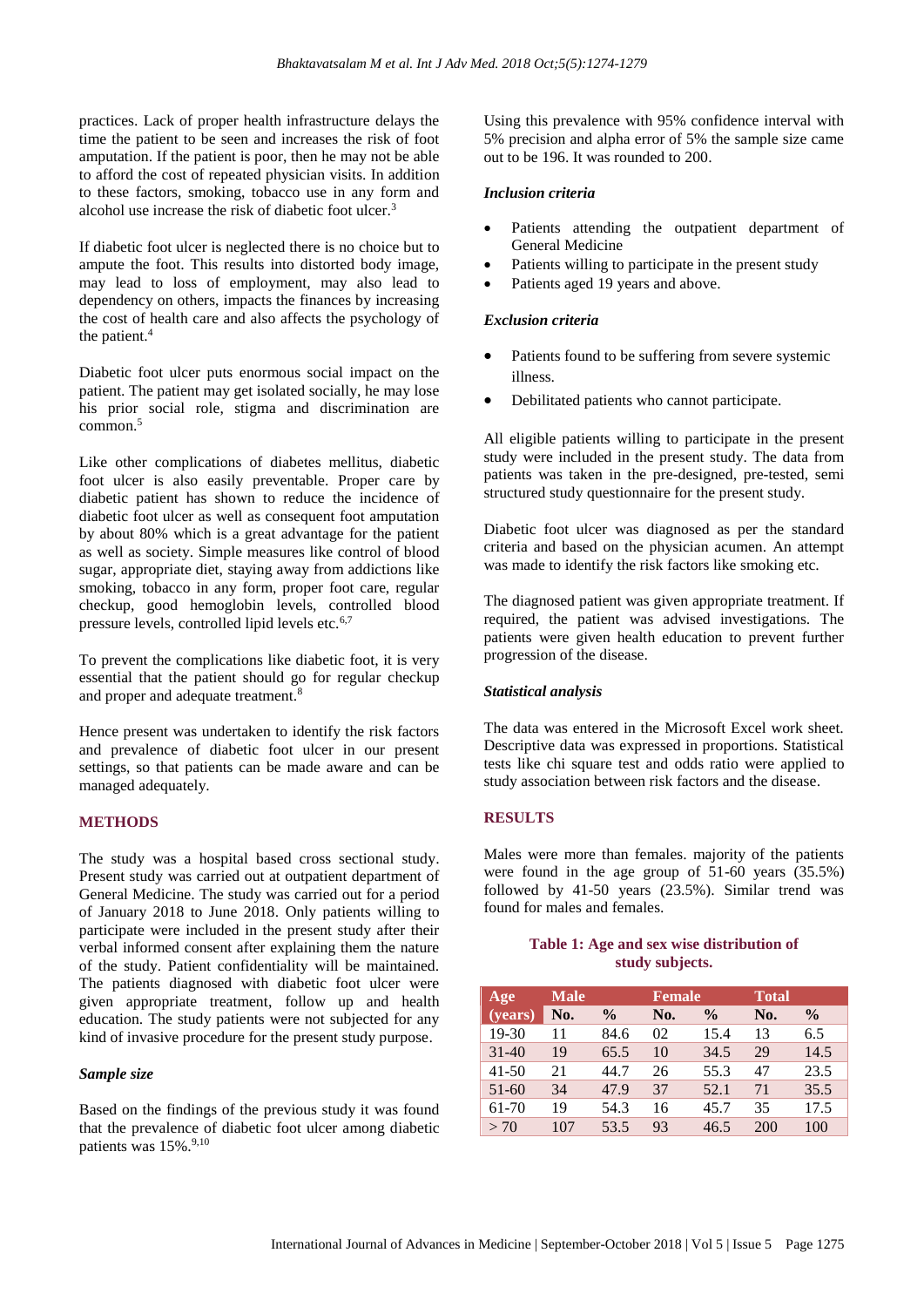practices. Lack of proper health infrastructure delays the time the patient to be seen and increases the risk of foot amputation. If the patient is poor, then he may not be able to afford the cost of repeated physician visits. In addition to these factors, smoking, tobacco use in any form and alcohol use increase the risk of diabetic foot ulcer.[3]

If diabetic foot ulcer is neglected there is no choice but to ampute the foot. This results into distorted body image, may lead to loss of employment, may also lead to dependency on others, impacts the finances by increasing the cost of health care and also affects the psychology of the patient.[4]

Diabetic foot ulcer puts enormous social impact on the patient. The patient may get isolated socially, he may lose his prior social role, stigma and discrimination are common.[5]

Like other complications of diabetes mellitus, diabetic foot ulcer is also easily preventable. Proper care by diabetic patient has shown to reduce the incidence of diabetic foot ulcer as well as consequent foot amputation by about 80% which is a great advantage for the patient as well as society. Simple measures like control of blood sugar, appropriate diet, staying away from addictions like smoking, tobacco in any form, proper foot care, regular checkup, good hemoglobin levels, controlled blood pressure levels, controlled lipid levels etc.[6,7]

To prevent the complications like diabetic foot, it is very essential that the patient should go for regular checkup and proper and adequate treatment.[8]

Hence present was undertaken to identify the risk factors and prevalence of diabetic foot ulcer in our present settings, so that patients can be made aware and can be managed adequately.

## METHODS

The study was a hospital based cross sectional study. Present study was carried out at outpatient department of General Medicine. The study was carried out for a period of January 2018 to June 2018. Only patients willing to participate were included in the present study after their verbal informed consent after explaining them the nature of the study. Patient confidentiality will be maintained. The patients diagnosed with diabetic foot ulcer were given appropriate treatment, follow up and health education. The study patients were not subjected for any kind of invasive procedure for the present study purpose.

### *Sample size*

Based on the findings of the previous study it was found that the prevalence of diabetic foot ulcer among diabetic patients was 15%.[9,10] Using this prevalence with 95% confidence interval with 5% precision and alpha error of 5% the sample size came out to be 196. It was rounded to 200.

### *Inclusion criteria*

- Patients attending the outpatient department of General Medicine
- Patients willing to participate in the present study
- Patients aged 19 years and above.

### *Exclusion criteria*

- Patients found to be suffering from severe systemic illness.
- Debilitated patients who cannot participate.

All eligible patients willing to participate in the present study were included in the present study. The data from patients was taken in the pre-designed, pre-tested, semi structured study questionnaire for the present study.

Diabetic foot ulcer was diagnosed as per the standard criteria and based on the physician acumen. An attempt was made to identify the risk factors like smoking etc.

The diagnosed patient was given appropriate treatment. If required, the patient was advised investigations. The patients were given health education to prevent further progression of the disease.

### *Statistical analysis*

The data was entered in the Microsoft Excel work sheet. Descriptive data was expressed in proportions. Statistical tests like chi square test and odds ratio were applied to study association between risk factors and the disease.

## RESULTS

Males were more than females. majority of the patients were found in the age group of 51-60 years (35.5%) followed by 41-50 years (23.5%). Similar trend was found for males and females.

**Table 1: Age and sex wise distribution of study subjects.**

| Age (years) | Male | | Female | | Total | |
|---|---|---|---|---|---|---|
| | No. | % | No. | % | No. | % |
| 19-30 | 11 | 84.6 | 02 | 15.4 | 13 | 6.5 |
| 31-40 | 19 | 65.5 | 10 | 34.5 | 29 | 14.5 |
| 41-50 | 21 | 44.7 | 26 | 55.3 | 47 | 23.5 |
| 51-60 | 34 | 47.9 | 37 | 52.1 | 71 | 35.5 |
| 61-70 | 19 | 54.3 | 16 | 45.7 | 35 | 17.5 |
| > 70 | 107 | 53.5 | 93 | 46.5 | 200 | 100 |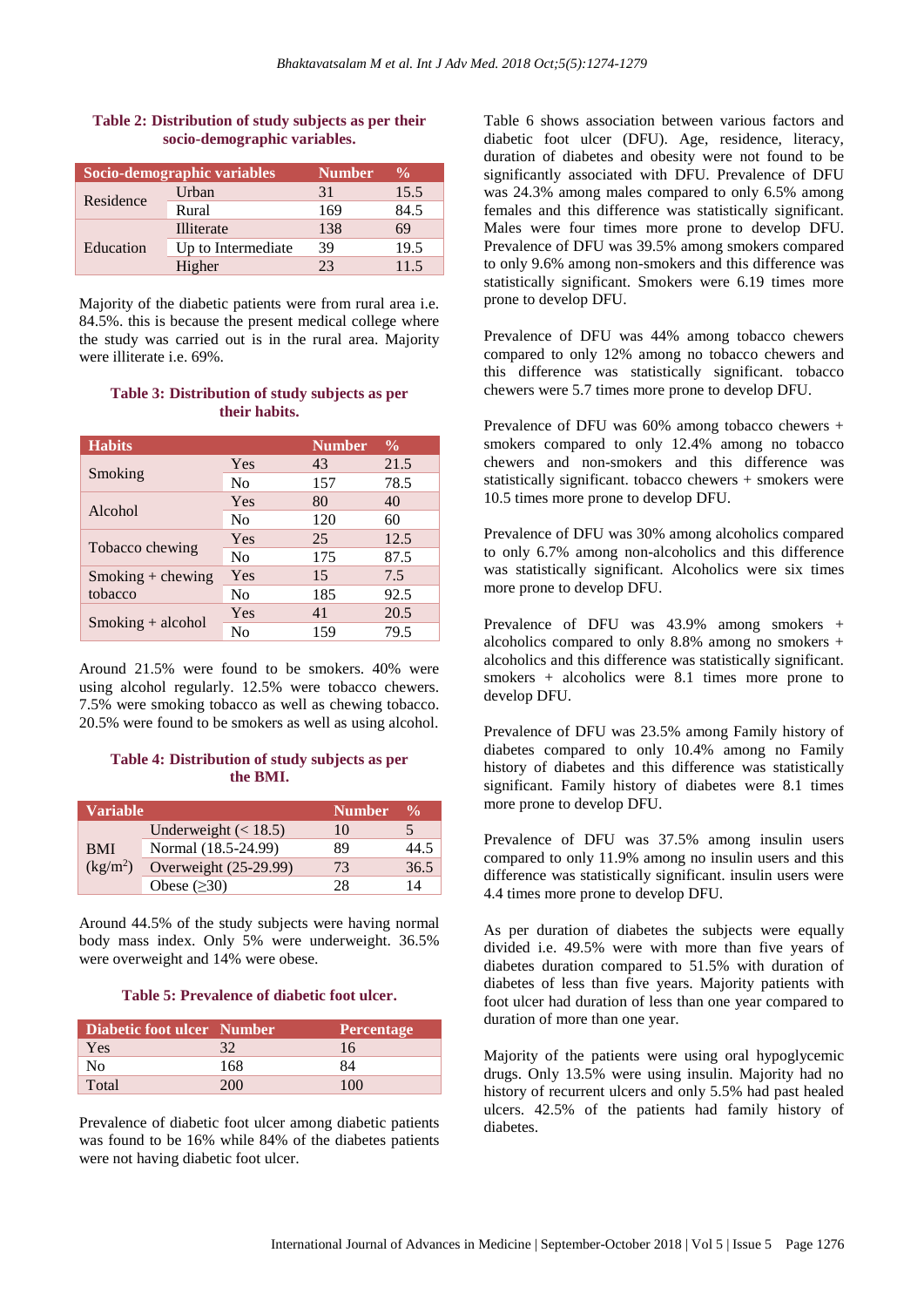**Table 2: Distribution of study subjects as per their socio-demographic variables.**

| Socio-demographic variables | | Number | % |
|---|---|---|---|
| Residence | Urban | 31 | 15.5 |
| | Rural | 169 | 84.5 |
| Education | Illiterate | 138 | 69 |
| | Up to Intermediate | 39 | 19.5 |
| | Higher | 23 | 11.5 |

Majority of the diabetic patients were from rural area i.e. 84.5%. this is because the present medical college where the study was carried out is in the rural area. Majority were illiterate i.e. 69%.

**Table 3: Distribution of study subjects as per their habits.**

| Habits | | Number | % |
|---|---|---|---|
| Smoking | Yes | 43 | 21.5 |
| | No | 157 | 78.5 |
| Alcohol | Yes | 80 | 40 |
| | No | 120 | 60 |
| Tobacco chewing | Yes | 25 | 12.5 |
| | No | 175 | 87.5 |
| Smoking + chewing tobacco | Yes | 15 | 7.5 |
| | No | 185 | 92.5 |
| Smoking + alcohol | Yes | 41 | 20.5 |
| | No | 159 | 79.5 |

Around 21.5% were found to be smokers. 40% were using alcohol regularly. 12.5% were tobacco chewers. 7.5% were smoking tobacco as well as chewing tobacco. 20.5% were found to be smokers as well as using alcohol.

**Table 4: Distribution of study subjects as per the BMI.**

| Variable | | Number | % |
|---|---|---|---|
| BMI ($kg/m^2$) | Underweight (< 18.5) | 10 | 5 |
| | Normal (18.5-24.99) | 89 | 44.5 |
| | Overweight (25-29.99) | 73 | 36.5 |
| | Obese (≥30) | 28 | 14 |

Around 44.5% of the study subjects were having normal body mass index. Only 5% were underweight. 36.5% were overweight and 14% were obese.

**Table 5: Prevalence of diabetic foot ulcer.**

| Diabetic foot ulcer | Number | Percentage |
|---|---|---|
| Yes | 32 | 16 |
| No | 168 | 84 |
| Total | 200 | 100 |

Prevalence of diabetic foot ulcer among diabetic patients was found to be 16% while 84% of the diabetes patients were not having diabetic foot ulcer.

Table 6 shows association between various factors and diabetic foot ulcer (DFU). Age, residence, literacy, duration of diabetes and obesity were not found to be significantly associated with DFU. Prevalence of DFU was 24.3% among males compared to only 6.5% among females and this difference was statistically significant. Males were four times more prone to develop DFU. Prevalence of DFU was 39.5% among smokers compared to only 9.6% among non-smokers and this difference was statistically significant. Smokers were 6.19 times more prone to develop DFU.

Prevalence of DFU was 44% among tobacco chewers compared to only 12% among no tobacco chewers and this difference was statistically significant. tobacco chewers were 5.7 times more prone to develop DFU.

Prevalence of DFU was 60% among tobacco chewers + smokers compared to only 12.4% among no tobacco chewers and non-smokers and this difference was statistically significant. tobacco chewers + smokers were 10.5 times more prone to develop DFU.

Prevalence of DFU was 30% among alcoholics compared to only 6.7% among non-alcoholics and this difference was statistically significant. Alcoholics were six times more prone to develop DFU.

Prevalence of DFU was 43.9% among smokers + alcoholics compared to only 8.8% among no smokers + alcoholics and this difference was statistically significant. smokers + alcoholics were 8.1 times more prone to develop DFU.

Prevalence of DFU was 23.5% among Family history of diabetes compared to only 10.4% among no Family history of diabetes and this difference was statistically significant. Family history of diabetes were 8.1 times more prone to develop DFU.

Prevalence of DFU was 37.5% among insulin users compared to only 11.9% among no insulin users and this difference was statistically significant. insulin users were 4.4 times more prone to develop DFU.

As per duration of diabetes the subjects were equally divided i.e. 49.5% were with more than five years of diabetes duration compared to 51.5% with duration of diabetes of less than five years. Majority patients with foot ulcer had duration of less than one year compared to duration of more than one year.

Majority of the patients were using oral hypoglycemic drugs. Only 13.5% were using insulin. Majority had no history of recurrent ulcers and only 5.5% had past healed ulcers. 42.5% of the patients had family history of diabetes.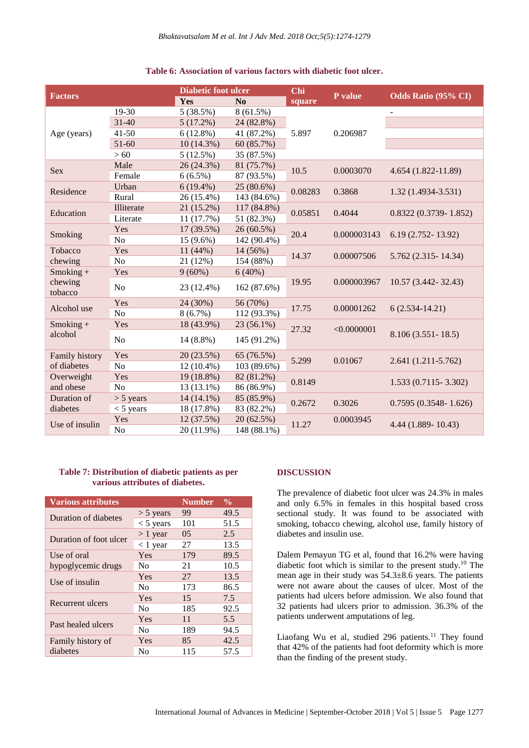**Table 6: Association of various factors with diabetic foot ulcer.**

| Factors | | Diabetic foot ulcer | | Chi square | P value | Odds Ratio (95% CI) |
|---|---|---|---|---|---|---|
| | | Yes | No | | | |
| Age (years) | 19-30 | 5 (38.5%) | 8 (61.5%) | 5.897 | 0.206987 | - |
| | 31-40 | 5 (17.2%) | 24 (82.8%) | | | |
| | 41-50 | 6 (12.8%) | 41 (87.2%) | | | |
| | 51-60 | 10 (14.3%) | 60 (85.7%) | | | |
| | > 60 | 5 (12.5%) | 35 (87.5%) | | | |
| Sex | Male | 26 (24.3%) | 81 (75.7%) | 10.5 | 0.0003070 | 4.654 (1.822-11.89) |
| | Female | 6 (6.5%) | 87 (93.5%) | | | |
| Residence | Urban | 6 (19.4%) | 25 (80.6%) | 0.08283 | 0.3868 | 1.32 (1.4934-3.531) |
| | Rural | 26 (15.4%) | 143 (84.6%) | | | |
| Education | Illiterate | 21 (15.2%) | 117 (84.8%) | 0.05851 | 0.4044 | 0.8322 (0.3739- 1.852) |
| | Literate | 11 (17.7%) | 51 (82.3%) | | | |
| Smoking | Yes | 17 (39.5%) | 26 (60.5%) | 20.4 | 0.000003143 | 6.19 (2.752- 13.92) |
| | No | 15 (9.6%) | 142 (90.4%) | | | |
| Tobacco chewing | Yes | 11 (44%) | 14 (56%) | 14.37 | 0.00007506 | 5.762 (2.315- 14.34) |
| | No | 21 (12%) | 154 (88%) | | | |
| Smoking + chewing tobacco | Yes | 9 (60%) | 6 (40%) | 19.95 | 0.000003967 | 10.57 (3.442- 32.43) |
| | No | 23 (12.4%) | 162 (87.6%) | | | |
| Alcohol use | Yes | 24 (30%) | 56 (70%) | 17.75 | 0.00001262 | 6 (2.534-14.21) |
| | No | 8 (6.7%) | 112 (93.3%) | | | |
| Smoking + alcohol | Yes | 18 (43.9%) | 23 (56.1%) | 27.32 | <0.0000001 | 8.106 (3.551- 18.5) |
| | No | 14 (8.8%) | 145 (91.2%) | | | |
| Family history of diabetes | Yes | 20 (23.5%) | 65 (76.5%) | 5.299 | 0.01067 | 2.641 (1.211-5.762) |
| | No | 12 (10.4%) | 103 (89.6%) | | | |
| Overweight and obese | Yes | 19 (18.8%) | 82 (81.2%) | 0.8149 | | 1.533 (0.7115- 3.302) |
| | No | 13 (13.1%) | 86 (86.9%) | | | |
| Duration of diabetes | > 5 years | 14 (14.1%) | 85 (85.9%) | 0.2672 | 0.3026 | 0.7595 (0.3548- 1.626) |
| | < 5 years | 18 (17.8%) | 83 (82.2%) | | | |
| Use of insulin | Yes | 12 (37.5%) | 20 (62.5%) | 11.27 | 0.0003945 | 4.44 (1.889- 10.43) |
| | No | 20 (11.9%) | 148 (88.1%) | | | |

**Table 7: Distribution of diabetic patients as per various attributes of diabetes.**

| Various attributes | | Number | % |
|---|---|---|---|
| Duration of diabetes | > 5 years | 99 | 49.5 |
| | < 5 years | 101 | 51.5 |
| Duration of foot ulcer | > 1 year | 05 | 2.5 |
| | < 1 year | 27 | 13.5 |
| Use of oral hypoglycemic drugs | Yes | 179 | 89.5 |
| | No | 21 | 10.5 |
| Use of insulin | Yes | 27 | 13.5 |
| | No | 173 | 86.5 |
| Recurrent ulcers | Yes | 15 | 7.5 |
| | No | 185 | 92.5 |
| Past healed ulcers | Yes | 11 | 5.5 |
| | No | 189 | 94.5 |
| Family history of diabetes | Yes | 85 | 42.5 |
| | No | 115 | 57.5 |

## DISCUSSION

The prevalence of diabetic foot ulcer was 24.3% in males and only 6.5% in females in this hospital based cross sectional study. It was found to be associated with smoking, tobacco chewing, alcohol use, family history of diabetes and insulin use.

Dalem Pemayun TG et al, found that 16.2% were having diabetic foot which is similar to the present study.[10] The mean age in their study was 54.3±8.6 years. The patients were not aware about the causes of ulcer. Most of the patients had ulcers before admission. We also found that 32 patients had ulcers prior to admission. 36.3% of the patients underwent amputations of leg.

Liaofang Wu et al, studied 296 patients.[11] They found that 42% of the patients had foot deformity which is more than the finding of the present study.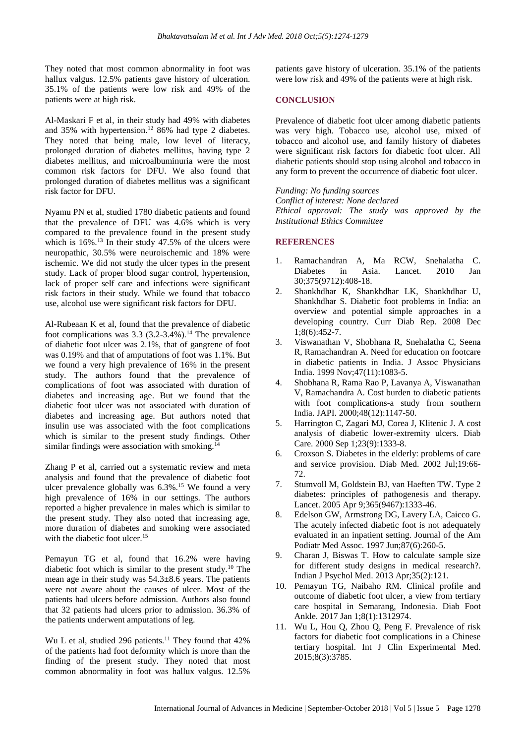They noted that most common abnormality in foot was hallux valgus. 12.5% patients gave history of ulceration. 35.1% of the patients were low risk and 49% of the patients were at high risk.

Al-Maskari F et al, in their study had 49% with diabetes and 35% with hypertension.[12] 86% had type 2 diabetes. They noted that being male, low level of literacy, prolonged duration of diabetes mellitus, having type 2 diabetes mellitus, and microalbuminuria were the most common risk factors for DFU. We also found that prolonged duration of diabetes mellitus was a significant risk factor for DFU.

Nyamu PN et al, studied 1780 diabetic patients and found that the prevalence of DFU was 4.6% which is very compared to the prevalence found in the present study which is 16%.[13] In their study 47.5% of the ulcers were neuropathic, 30.5% were neuroischemic and 18% were ischemic. We did not study the ulcer types in the present study. Lack of proper blood sugar control, hypertension, lack of proper self care and infections were significant risk factors in their study. While we found that tobacco use, alcohol use were significant risk factors for DFU.

Al-Rubeaan K et al, found that the prevalence of diabetic foot complications was 3.3 (3.2-3.4%).[14] The prevalence of diabetic foot ulcer was 2.1%, that of gangrene of foot was 0.19% and that of amputations of foot was 1.1%. But we found a very high prevalence of 16% in the present study. The authors found that the prevalence of complications of foot was associated with duration of diabetes and increasing age. But we found that the diabetic foot ulcer was not associated with duration of diabetes and increasing age. But authors noted that insulin use was associated with the foot complications which is similar to the present study findings. Other similar findings were association with smoking.[14]

Zhang P et al, carried out a systematic review and meta analysis and found that the prevalence of diabetic foot ulcer prevalence globally was 6.3%.[15] We found a very high prevalence of 16% in our settings. The authors reported a higher prevalence in males which is similar to the present study. They also noted that increasing age, more duration of diabetes and smoking were associated with the diabetic foot ulcer.[15]

Pemayun TG et al, found that 16.2% were having diabetic foot which is similar to the present study.[10] The mean age in their study was 54.3±8.6 years. The patients were not aware about the causes of ulcer. Most of the patients had ulcers before admission. Authors also found that 32 patients had ulcers prior to admission. 36.3% of the patients underwent amputations of leg.

Wu L et al, studied 296 patients.[11] They found that 42% of the patients had foot deformity which is more than the finding of the present study. They noted that most common abnormality in foot was hallux valgus. 12.5% patients gave history of ulceration. 35.1% of the patients were low risk and 49% of the patients were at high risk.

## CONCLUSION

Prevalence of diabetic foot ulcer among diabetic patients was very high. Tobacco use, alcohol use, mixed of tobacco and alcohol use, and family history of diabetes were significant risk factors for diabetic foot ulcer. All diabetic patients should stop using alcohol and tobacco in any form to prevent the occurrence of diabetic foot ulcer.

*Funding: No funding sources*
*Conflict of interest: None declared*
*Ethical approval: The study was approved by the Institutional Ethics Committee*

## REFERENCES

1. Ramachandran A, Ma RCW, Snehalatha C. Diabetes in Asia. Lancet. 2010 Jan 30;375(9712):408-18.
2. Shankhdhar K, Shankhdhar LK, Shankhdhar U, Shankhdhar S. Diabetic foot problems in India: an overview and potential simple approaches in a developing country. Curr Diab Rep. 2008 Dec 1;8(6):452-7.
3. Viswanathan V, Shobhana R, Snehalatha C, Seena R, Ramachandran A. Need for education on footcare in diabetic patients in India. J Assoc Physicians India. 1999 Nov;47(11):1083-5.
4. Shobhana R, Rama Rao P, Lavanya A, Viswanathan V, Ramachandra A. Cost burden to diabetic patients with foot complications-a study from southern India. JAPI. 2000;48(12):1147-50.
5. Harrington C, Zagari MJ, Corea J, Klitenic J. A cost analysis of diabetic lower-extremity ulcers. Diab Care. 2000 Sep 1;23(9):1333-8.
6. Croxson S. Diabetes in the elderly: problems of care and service provision. Diab Med. 2002 Jul;19:66-72.
7. Stumvoll M, Goldstein BJ, van Haeften TW. Type 2 diabetes: principles of pathogenesis and therapy. Lancet. 2005 Apr 9;365(9467):1333-46.
8. Edelson GW, Armstrong DG, Lavery LA, Caicco G. The acutely infected diabetic foot is not adequately evaluated in an inpatient setting. Journal of the Am Podiatr Med Assoc. 1997 Jun;87(6):260-5.
9. Charan J, Biswas T. How to calculate sample size for different study designs in medical research?. Indian J Psychol Med. 2013 Apr;35(2):121.
10. Pemayun TG, Naibaho RM. Clinical profile and outcome of diabetic foot ulcer, a view from tertiary care hospital in Semarang, Indonesia. Diab Foot Ankle. 2017 Jan 1;8(1):1312974.
11. Wu L, Hou Q, Zhou Q, Peng F. Prevalence of risk factors for diabetic foot complications in a Chinese tertiary hospital. Int J Clin Experimental Med. 2015;8(3):3785.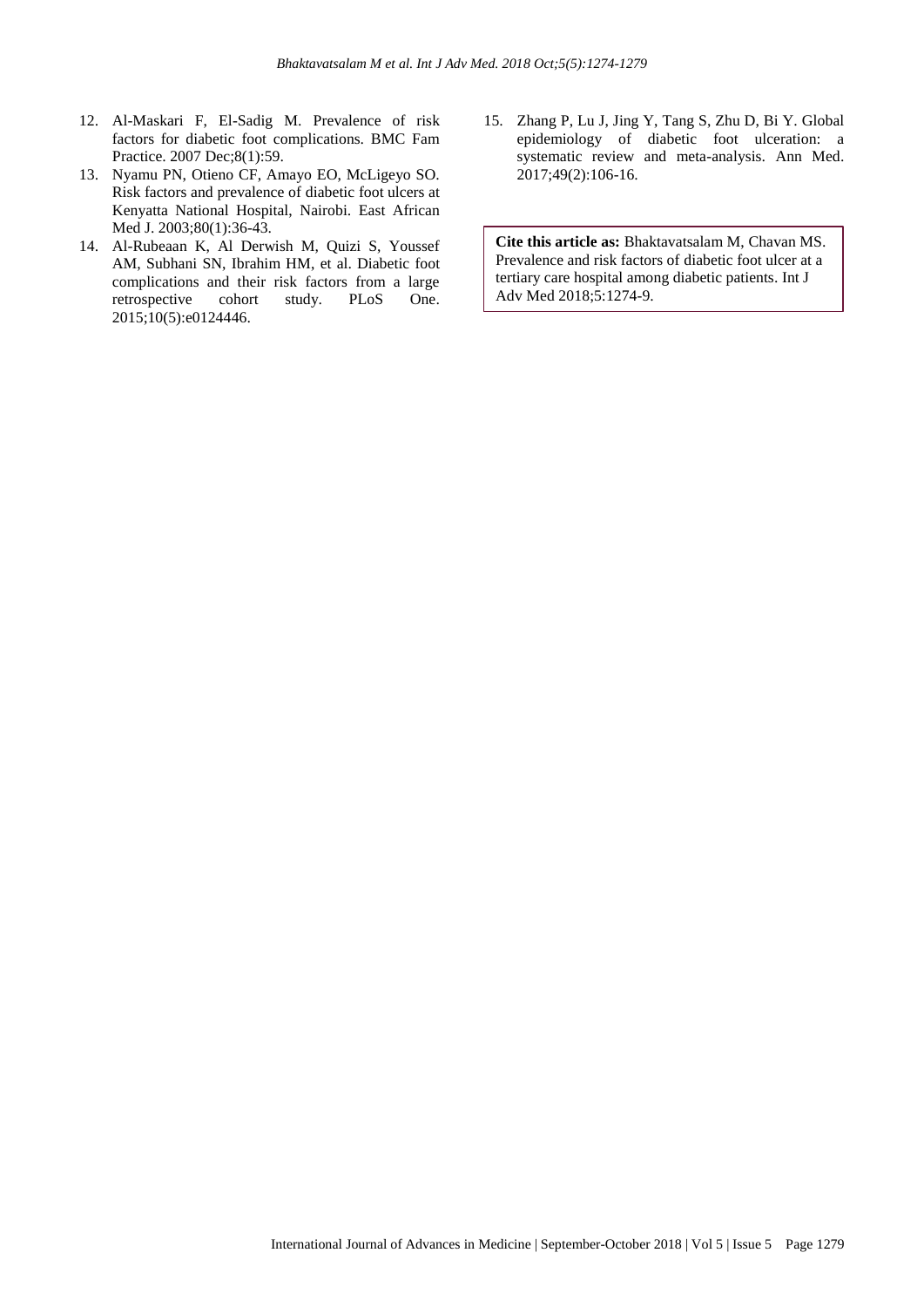12. Al-Maskari F, El-Sadig M. Prevalence of risk factors for diabetic foot complications. BMC Fam Practice. 2007 Dec;8(1):59.
13. Nyamu PN, Otieno CF, Amayo EO, McLigeyo SO. Risk factors and prevalence of diabetic foot ulcers at Kenyatta National Hospital, Nairobi. East African Med J. 2003;80(1):36-43.
14. Al-Rubeaan K, Al Derwish M, Quizi S, Youssef AM, Subhani SN, Ibrahim HM, et al. Diabetic foot complications and their risk factors from a large retrospective cohort study. PLoS One. 2015;10(5):e0124446.
15. Zhang P, Lu J, Jing Y, Tang S, Zhu D, Bi Y. Global epidemiology of diabetic foot ulceration: a systematic review and meta-analysis. Ann Med. 2017;49(2):106-16.

**Cite this article as:** Bhaktavatsalam M, Chavan MS. Prevalence and risk factors of diabetic foot ulcer at a tertiary care hospital among diabetic patients. Int J Adv Med 2018;5:1274-9.